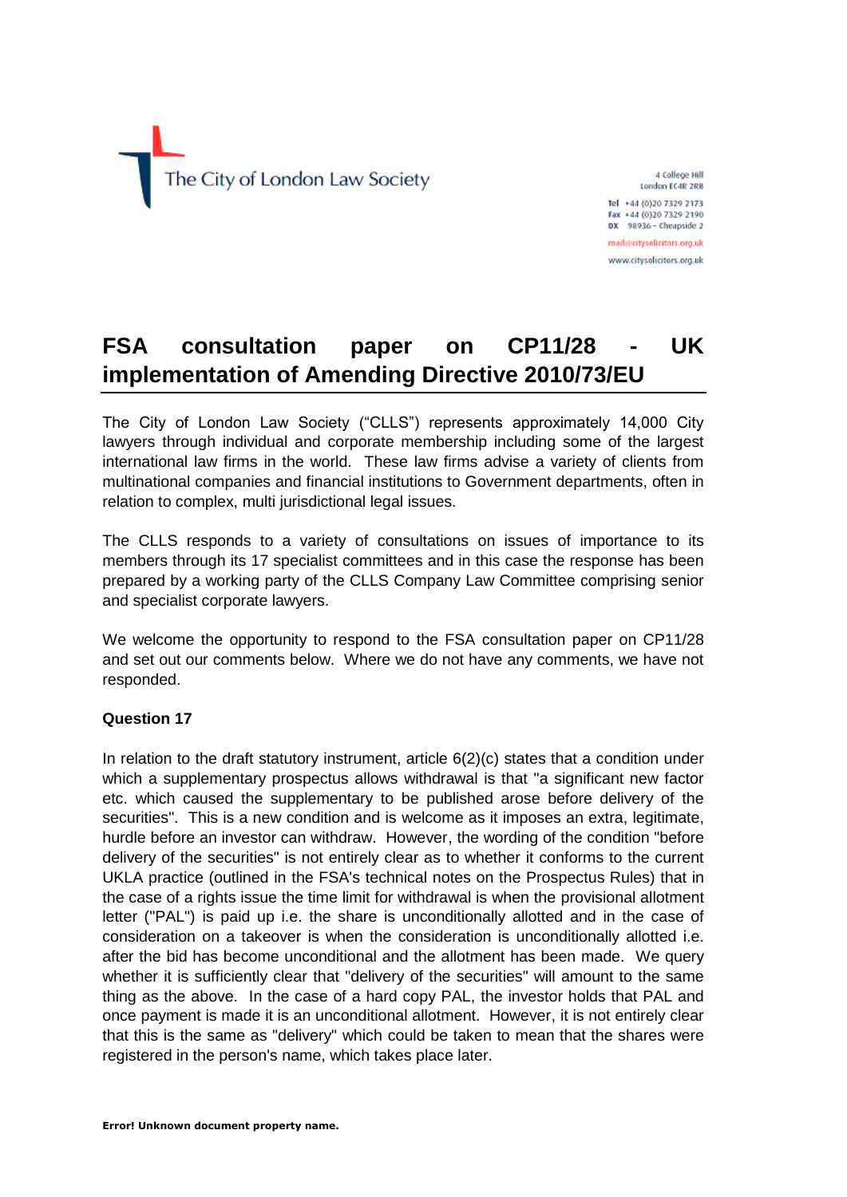The City of London Law Society

4 College Hill
London EC4R 2RB

Tel +44 (0)20 7329 2173
Fax +44 (0)20 7329 2190
DX 98936 – Cheapside 2

mail@citysolicitors.org.uk
www.citysolicitors.org.uk

# FSA consultation paper on CP11/28 - UK implementation of Amending Directive 2010/73/EU

The City of London Law Society ("CLLS") represents approximately 14,000 City lawyers through individual and corporate membership including some of the largest international law firms in the world. These law firms advise a variety of clients from multinational companies and financial institutions to Government departments, often in relation to complex, multi jurisdictional legal issues.

The CLLS responds to a variety of consultations on issues of importance to its members through its 17 specialist committees and in this case the response has been prepared by a working party of the CLLS Company Law Committee comprising senior and specialist corporate lawyers.

We welcome the opportunity to respond to the FSA consultation paper on CP11/28 and set out our comments below. Where we do not have any comments, we have not responded.

**Question 17**

In relation to the draft statutory instrument, article 6(2)(c) states that a condition under which a supplementary prospectus allows withdrawal is that "a significant new factor etc. which caused the supplementary to be published arose before delivery of the securities". This is a new condition and is welcome as it imposes an extra, legitimate, hurdle before an investor can withdraw. However, the wording of the condition "before delivery of the securities" is not entirely clear as to whether it conforms to the current UKLA practice (outlined in the FSA's technical notes on the Prospectus Rules) that in the case of a rights issue the time limit for withdrawal is when the provisional allotment letter ("PAL") is paid up i.e. the share is unconditionally allotted and in the case of consideration on a takeover is when the consideration is unconditionally allotted i.e. after the bid has become unconditional and the allotment has been made. We query whether it is sufficiently clear that "delivery of the securities" will amount to the same thing as the above. In the case of a hard copy PAL, the investor holds that PAL and once payment is made it is an unconditional allotment. However, it is not entirely clear that this is the same as "delivery" which could be taken to mean that the shares were registered in the person's name, which takes place later.

**Error! Unknown document property name.**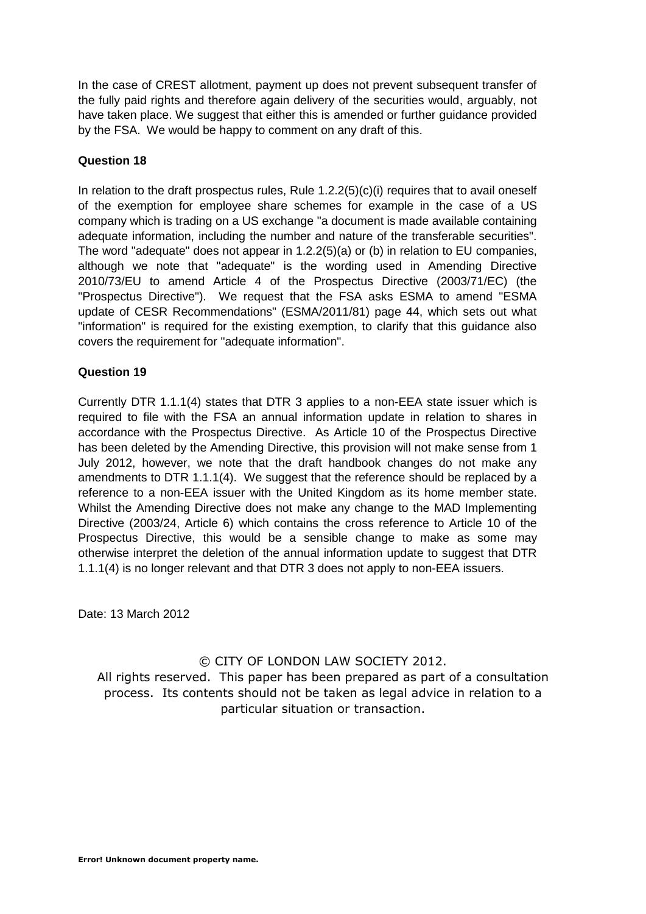In the case of CREST allotment, payment up does not prevent subsequent transfer of the fully paid rights and therefore again delivery of the securities would, arguably, not have taken place. We suggest that either this is amended or further guidance provided by the FSA. We would be happy to comment on any draft of this.

**Question 18**

In relation to the draft prospectus rules, Rule 1.2.2(5)(c)(i) requires that to avail oneself of the exemption for employee share schemes for example in the case of a US company which is trading on a US exchange "a document is made available containing adequate information, including the number and nature of the transferable securities". The word "adequate" does not appear in 1.2.2(5)(a) or (b) in relation to EU companies, although we note that "adequate" is the wording used in Amending Directive 2010/73/EU to amend Article 4 of the Prospectus Directive (2003/71/EC) (the "Prospectus Directive"). We request that the FSA asks ESMA to amend "ESMA update of CESR Recommendations" (ESMA/2011/81) page 44, which sets out what "information" is required for the existing exemption, to clarify that this guidance also covers the requirement for "adequate information".

**Question 19**

Currently DTR 1.1.1(4) states that DTR 3 applies to a non-EEA state issuer which is required to file with the FSA an annual information update in relation to shares in accordance with the Prospectus Directive. As Article 10 of the Prospectus Directive has been deleted by the Amending Directive, this provision will not make sense from 1 July 2012, however, we note that the draft handbook changes do not make any amendments to DTR 1.1.1(4). We suggest that the reference should be replaced by a reference to a non-EEA issuer with the United Kingdom as its home member state. Whilst the Amending Directive does not make any change to the MAD Implementing Directive (2003/24, Article 6) which contains the cross reference to Article 10 of the Prospectus Directive, this would be a sensible change to make as some may otherwise interpret the deletion of the annual information update to suggest that DTR 1.1.1(4) is no longer relevant and that DTR 3 does not apply to non-EEA issuers.

Date: 13 March 2012

© CITY OF LONDON LAW SOCIETY 2012.
All rights reserved. This paper has been prepared as part of a consultation process. Its contents should not be taken as legal advice in relation to a particular situation or transaction.

**Error! Unknown document property name.**